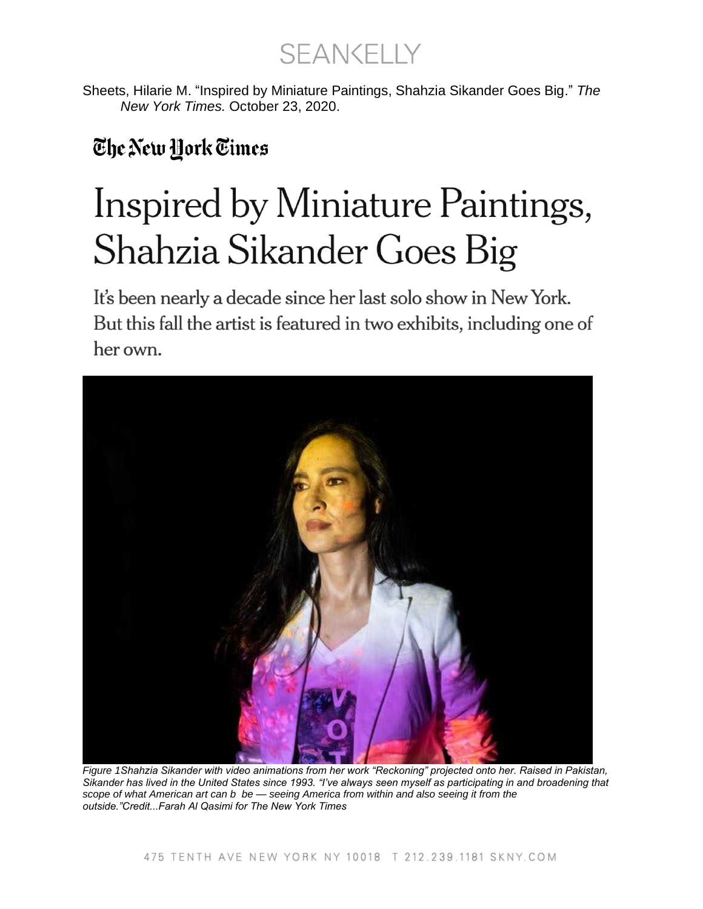Sheets, Hilarie M. "Inspired by Miniature Paintings, Shahzia Sikander Goes Big." *The New York Times.* October 23, 2020.

The New York Times

# Inspired by Miniature Paintings, Shahzia Sikander Goes Big

It's been nearly a decade since her last solo show in New York. But this fall the artist is featured in two exhibits, including one of her own.

*Figure 1Shahzia Sikander with video animations from her work "Reckoning" projected onto her. Raised in Pakistan, Sikander has lived in the United States since 1993. "I've always seen myself as participating in and broadening that scope of what American art can b be — seeing America from within and also seeing it from the outside."Credit...Farah Al Qasimi for The New York Times*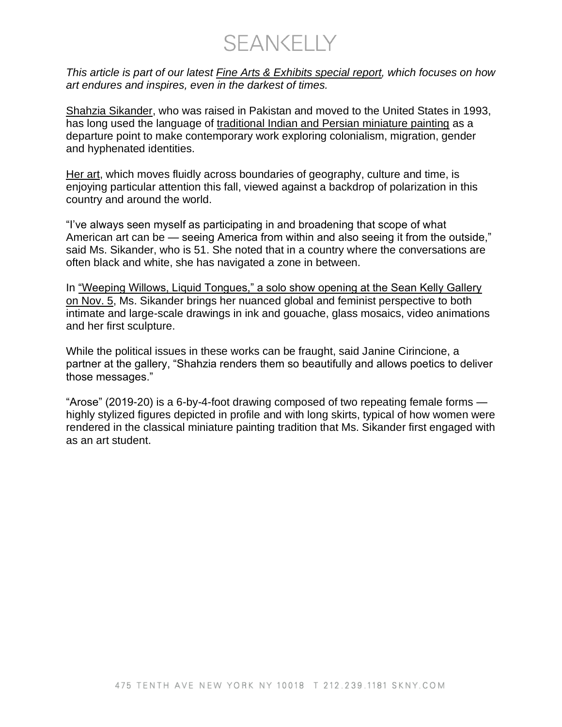*This article is part of our latest Fine Arts & Exhibits special report, which focuses on how art endures and inspires, even in the darkest of times.*

Shahzia Sikander, who was raised in Pakistan and moved to the United States in 1993, has long used the language of traditional Indian and Persian miniature painting as a departure point to make contemporary work exploring colonialism, migration, gender and hyphenated identities.

Her art, which moves fluidly across boundaries of geography, culture and time, is enjoying particular attention this fall, viewed against a backdrop of polarization in this country and around the world.

"I've always seen myself as participating in and broadening that scope of what American art can be — seeing America from within and also seeing it from the outside," said Ms. Sikander, who is 51. She noted that in a country where the conversations are often black and white, she has navigated a zone in between.

In "Weeping Willows, Liquid Tongues," a solo show opening at the Sean Kelly Gallery on Nov. 5, Ms. Sikander brings her nuanced global and feminist perspective to both intimate and large-scale drawings in ink and gouache, glass mosaics, video animations and her first sculpture.

While the political issues in these works can be fraught, said Janine Cirincione, a partner at the gallery, "Shahzia renders them so beautifully and allows poetics to deliver those messages."

"Arose" (2019-20) is a 6-by-4-foot drawing composed of two repeating female forms — highly stylized figures depicted in profile and with long skirts, typical of how women were rendered in the classical miniature painting tradition that Ms. Sikander first engaged with as an art student.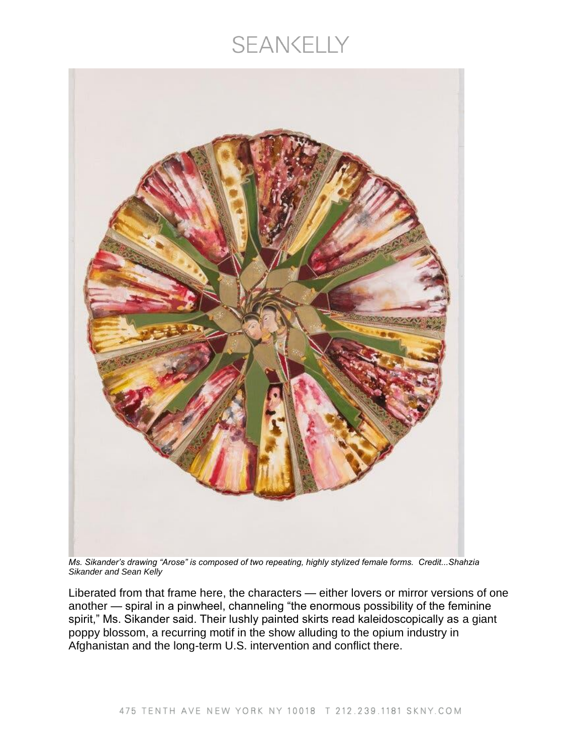*Ms. Sikander's drawing "Arose" is composed of two repeating, highly stylized female forms. Credit...Shahzia Sikander and Sean Kelly*

Liberated from that frame here, the characters — either lovers or mirror versions of one another — spiral in a pinwheel, channeling "the enormous possibility of the feminine spirit," Ms. Sikander said. Their lushly painted skirts read kaleidoscopically as a giant poppy blossom, a recurring motif in the show alluding to the opium industry in Afghanistan and the long-term U.S. intervention and conflict there.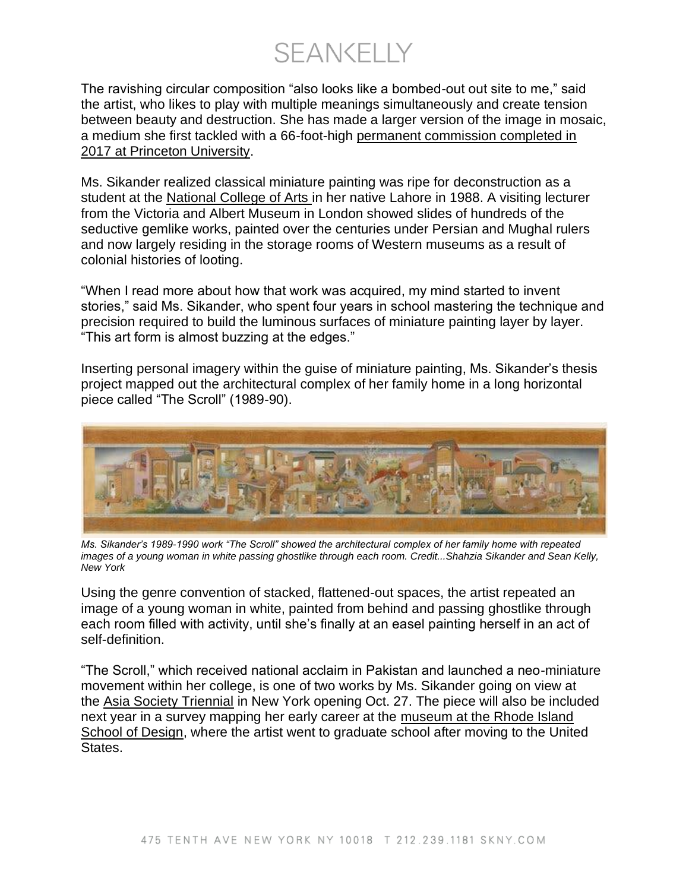The ravishing circular composition "also looks like a bombed-out out site to me," said the artist, who likes to play with multiple meanings simultaneously and create tension between beauty and destruction. She has made a larger version of the image in mosaic, a medium she first tackled with a 66-foot-high permanent commission completed in 2017 at Princeton University.

Ms. Sikander realized classical miniature painting was ripe for deconstruction as a student at the National College of Arts in her native Lahore in 1988. A visiting lecturer from the Victoria and Albert Museum in London showed slides of hundreds of the seductive gemlike works, painted over the centuries under Persian and Mughal rulers and now largely residing in the storage rooms of Western museums as a result of colonial histories of looting.

"When I read more about how that work was acquired, my mind started to invent stories," said Ms. Sikander, who spent four years in school mastering the technique and precision required to build the luminous surfaces of miniature painting layer by layer. "This art form is almost buzzing at the edges."

Inserting personal imagery within the guise of miniature painting, Ms. Sikander's thesis project mapped out the architectural complex of her family home in a long horizontal piece called "The Scroll" (1989-90).

*Ms. Sikander's 1989-1990 work "The Scroll" showed the architectural complex of her family home with repeated images of a young woman in white passing ghostlike through each room. Credit...Shahzia Sikander and Sean Kelly, New York*

Using the genre convention of stacked, flattened-out spaces, the artist repeated an image of a young woman in white, painted from behind and passing ghostlike through each room filled with activity, until she's finally at an easel painting herself in an act of self-definition.

"The Scroll," which received national acclaim in Pakistan and launched a neo-miniature movement within her college, is one of two works by Ms. Sikander going on view at the Asia Society Triennial in New York opening Oct. 27. The piece will also be included next year in a survey mapping her early career at the museum at the Rhode Island School of Design, where the artist went to graduate school after moving to the United States.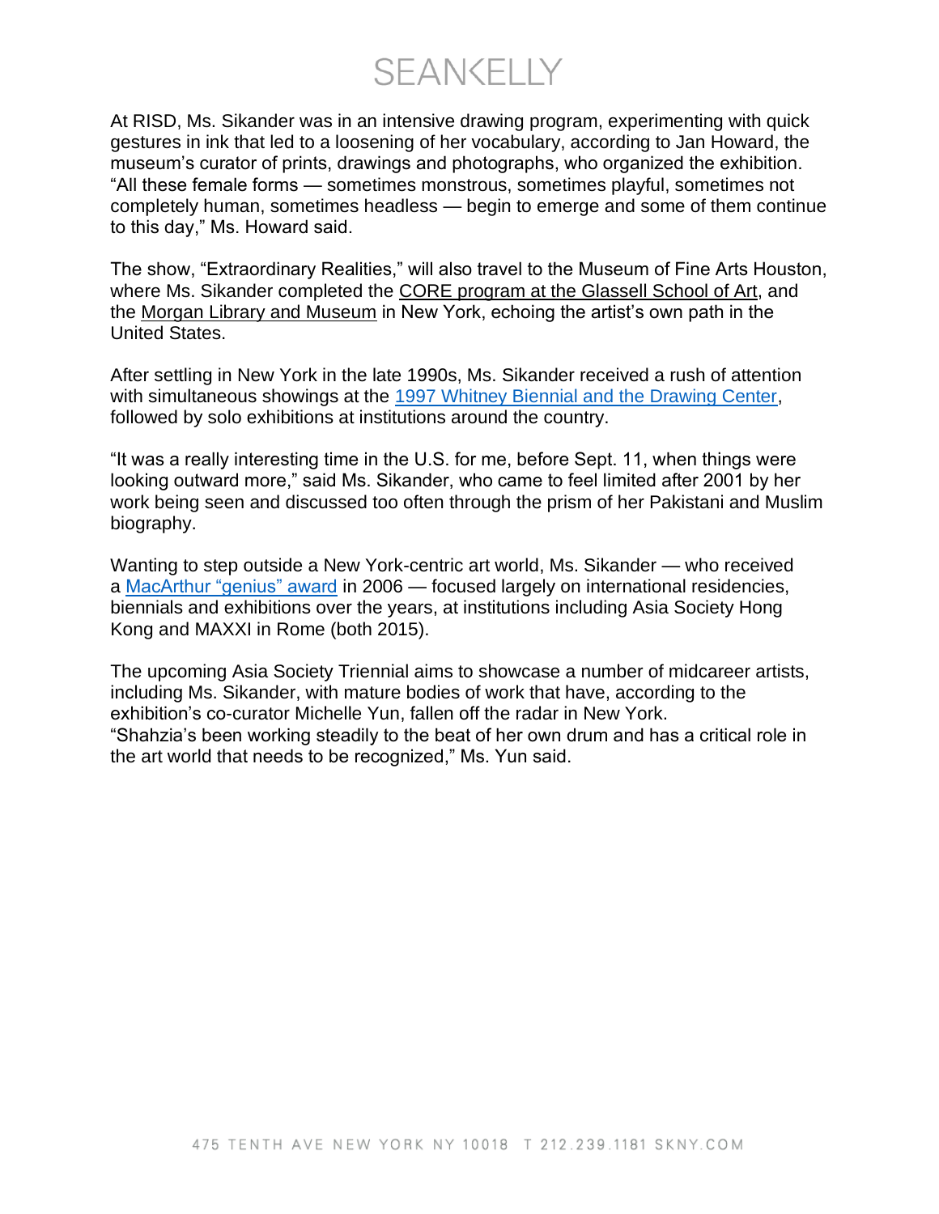At RISD, Ms. Sikander was in an intensive drawing program, experimenting with quick gestures in ink that led to a loosening of her vocabulary, according to Jan Howard, the museum's curator of prints, drawings and photographs, who organized the exhibition. "All these female forms — sometimes monstrous, sometimes playful, sometimes not completely human, sometimes headless — begin to emerge and some of them continue to this day," Ms. Howard said.

The show, "Extraordinary Realities," will also travel to the Museum of Fine Arts Houston, where Ms. Sikander completed the CORE program at the Glassell School of Art, and the Morgan Library and Museum in New York, echoing the artist's own path in the United States.

After settling in New York in the late 1990s, Ms. Sikander received a rush of attention with simultaneous showings at the 1997 Whitney Biennial and the Drawing Center, followed by solo exhibitions at institutions around the country.

"It was a really interesting time in the U.S. for me, before Sept. 11, when things were looking outward more," said Ms. Sikander, who came to feel limited after 2001 by her work being seen and discussed too often through the prism of her Pakistani and Muslim biography.

Wanting to step outside a New York-centric art world, Ms. Sikander — who received a MacArthur "genius" award in 2006 — focused largely on international residencies, biennials and exhibitions over the years, at institutions including Asia Society Hong Kong and MAXXI in Rome (both 2015).

The upcoming Asia Society Triennial aims to showcase a number of midcareer artists, including Ms. Sikander, with mature bodies of work that have, according to the exhibition's co-curator Michelle Yun, fallen off the radar in New York. "Shahzia's been working steadily to the beat of her own drum and has a critical role in the art world that needs to be recognized," Ms. Yun said.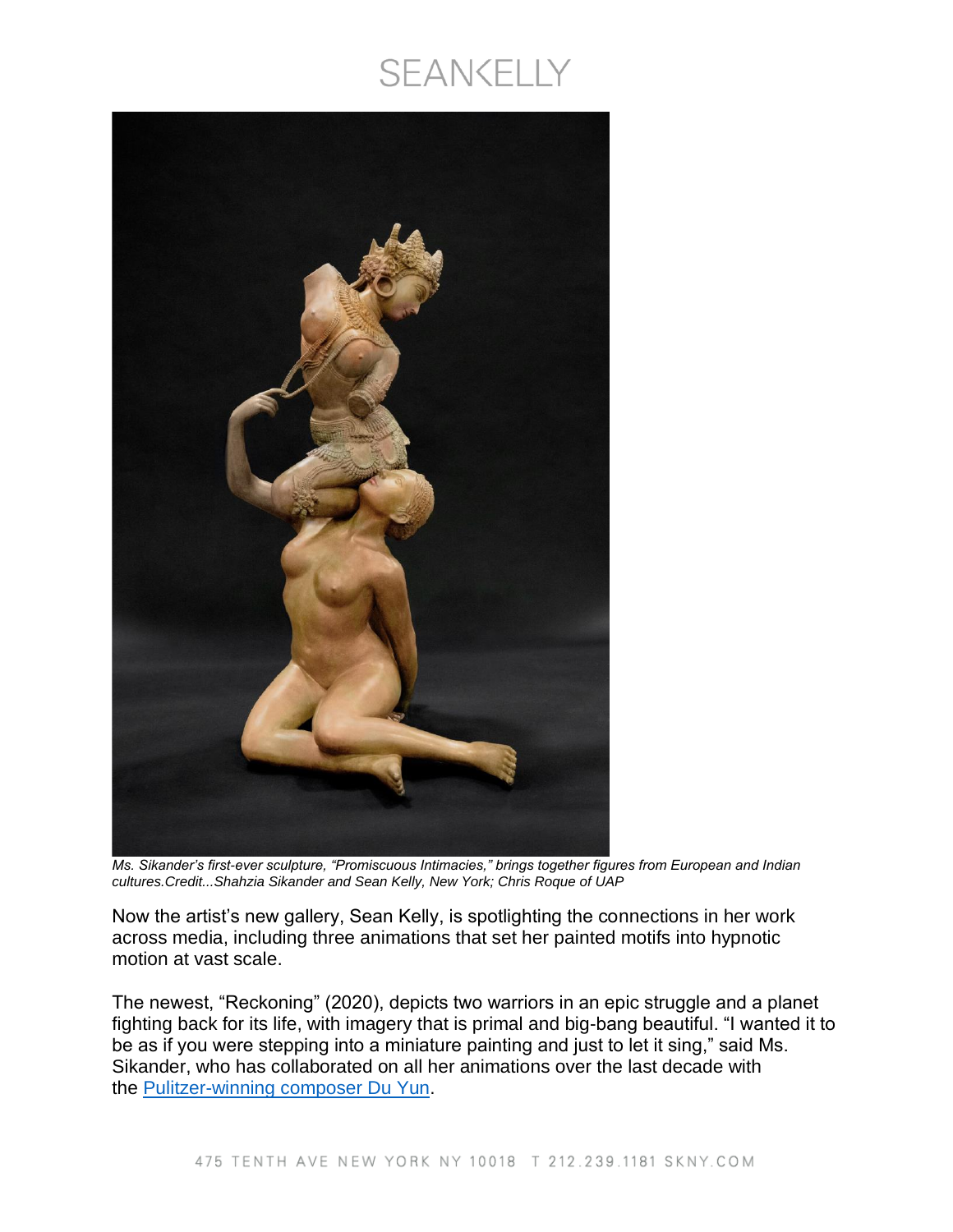*Ms. Sikander's first-ever sculpture, "Promiscuous Intimacies," brings together figures from European and Indian cultures.Credit...Shahzia Sikander and Sean Kelly, New York; Chris Roque of UAP*

Now the artist's new gallery, Sean Kelly, is spotlighting the connections in her work across media, including three animations that set her painted motifs into hypnotic motion at vast scale.

The newest, "Reckoning" (2020), depicts two warriors in an epic struggle and a planet fighting back for its life, with imagery that is primal and big-bang beautiful. "I wanted it to be as if you were stepping into a miniature painting and just to let it sing," said Ms. Sikander, who has collaborated on all her animations over the last decade with the Pulitzer-winning composer Du Yun.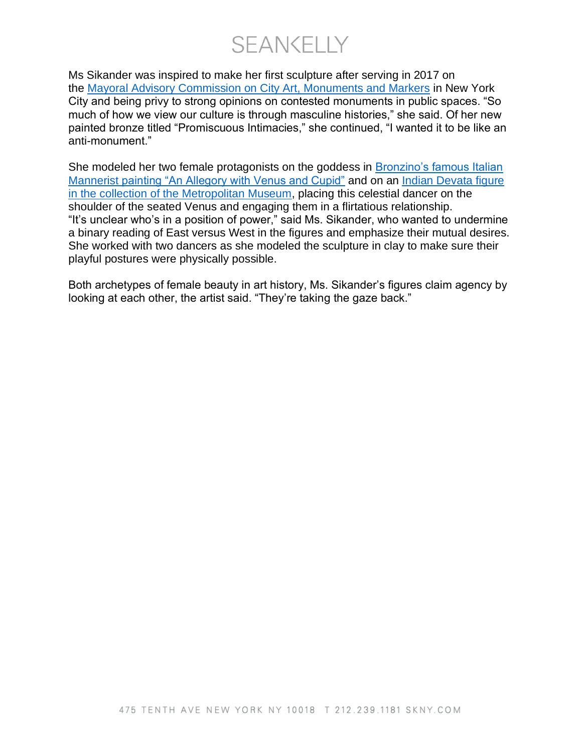Ms Sikander was inspired to make her first sculpture after serving in 2017 on the Mayoral Advisory Commission on City Art, Monuments and Markers in New York City and being privy to strong opinions on contested monuments in public spaces. "So much of how we view our culture is through masculine histories," she said. Of her new painted bronze titled "Promiscuous Intimacies," she continued, "I wanted it to be like an anti-monument."

She modeled her two female protagonists on the goddess in Bronzino's famous Italian Mannerist painting "An Allegory with Venus and Cupid" and on an Indian Devata figure in the collection of the Metropolitan Museum, placing this celestial dancer on the shoulder of the seated Venus and engaging them in a flirtatious relationship. "It's unclear who's in a position of power," said Ms. Sikander, who wanted to undermine a binary reading of East versus West in the figures and emphasize their mutual desires. She worked with two dancers as she modeled the sculpture in clay to make sure their playful postures were physically possible.

Both archetypes of female beauty in art history, Ms. Sikander's figures claim agency by looking at each other, the artist said. "They're taking the gaze back."